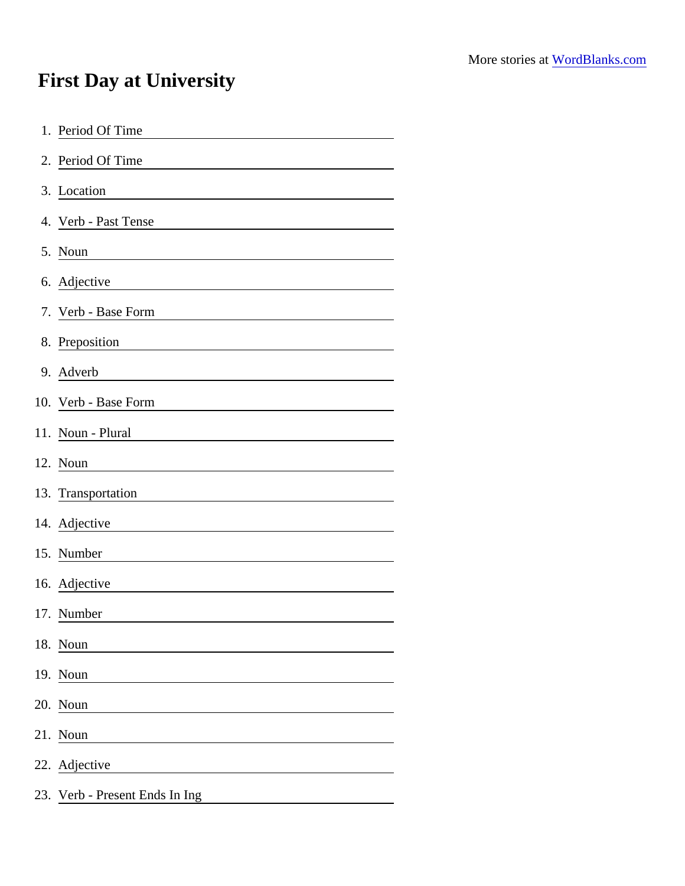More stories at WordBlanks.com

# First Day at University

1. Period Of Time \_\_\_\_\_\_\_\_\_\_\_\_\_\_\_\_\_\_\_\_
2. Period Of Time \_\_\_\_\_\_\_\_\_\_\_\_\_\_\_\_\_\_\_\_
3. Location \_\_\_\_\_\_\_\_\_\_\_\_\_\_\_\_\_\_\_\_
4. Verb - Past Tense \_\_\_\_\_\_\_\_\_\_\_\_\_\_\_\_\_\_\_\_
5. Noun \_\_\_\_\_\_\_\_\_\_\_\_\_\_\_\_\_\_\_\_
6. Adjective \_\_\_\_\_\_\_\_\_\_\_\_\_\_\_\_\_\_\_\_
7. Verb - Base Form \_\_\_\_\_\_\_\_\_\_\_\_\_\_\_\_\_\_\_\_
8. Preposition \_\_\_\_\_\_\_\_\_\_\_\_\_\_\_\_\_\_\_\_
9. Adverb \_\_\_\_\_\_\_\_\_\_\_\_\_\_\_\_\_\_\_\_
10. Verb - Base Form \_\_\_\_\_\_\_\_\_\_\_\_\_\_\_\_\_\_\_\_
11. Noun - Plural \_\_\_\_\_\_\_\_\_\_\_\_\_\_\_\_\_\_\_\_
12. Noun \_\_\_\_\_\_\_\_\_\_\_\_\_\_\_\_\_\_\_\_
13. Transportation \_\_\_\_\_\_\_\_\_\_\_\_\_\_\_\_\_\_\_\_
14. Adjective \_\_\_\_\_\_\_\_\_\_\_\_\_\_\_\_\_\_\_\_
15. Number \_\_\_\_\_\_\_\_\_\_\_\_\_\_\_\_\_\_\_\_
16. Adjective \_\_\_\_\_\_\_\_\_\_\_\_\_\_\_\_\_\_\_\_
17. Number \_\_\_\_\_\_\_\_\_\_\_\_\_\_\_\_\_\_\_\_
18. Noun \_\_\_\_\_\_\_\_\_\_\_\_\_\_\_\_\_\_\_\_
19. Noun \_\_\_\_\_\_\_\_\_\_\_\_\_\_\_\_\_\_\_\_
20. Noun \_\_\_\_\_\_\_\_\_\_\_\_\_\_\_\_\_\_\_\_
21. Noun \_\_\_\_\_\_\_\_\_\_\_\_\_\_\_\_\_\_\_\_
22. Adjective \_\_\_\_\_\_\_\_\_\_\_\_\_\_\_\_\_\_\_\_
23. Verb - Present Ends In Ing \_\_\_\_\_\_\_\_\_\_\_\_\_\_\_\_\_\_\_\_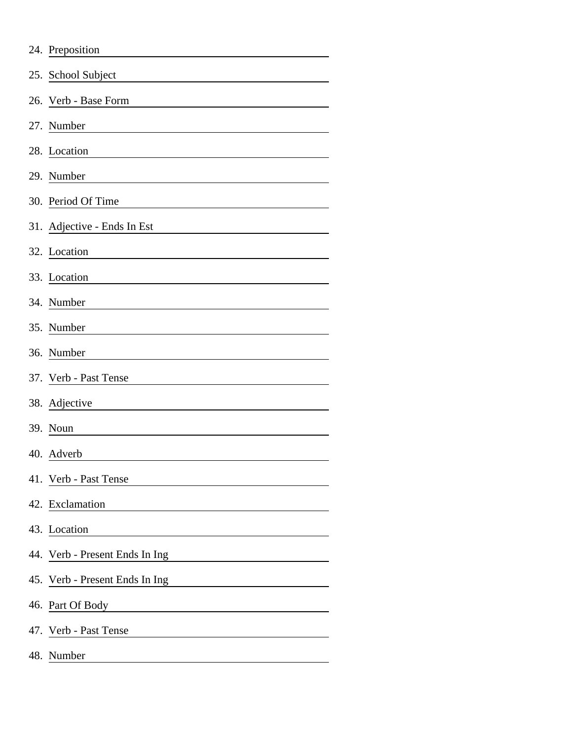24. Preposition \_\_\_\_\_\_\_\_\_\_\_\_\_\_\_\_\_\_\_\_
25. School Subject \_\_\_\_\_\_\_\_\_\_\_\_\_\_\_\_\_\_\_\_
26. Verb - Base Form \_\_\_\_\_\_\_\_\_\_\_\_\_\_\_\_\_\_\_\_
27. Number \_\_\_\_\_\_\_\_\_\_\_\_\_\_\_\_\_\_\_\_
28. Location \_\_\_\_\_\_\_\_\_\_\_\_\_\_\_\_\_\_\_\_
29. Number \_\_\_\_\_\_\_\_\_\_\_\_\_\_\_\_\_\_\_\_
30. Period Of Time \_\_\_\_\_\_\_\_\_\_\_\_\_\_\_\_\_\_\_\_
31. Adjective - Ends In Est \_\_\_\_\_\_\_\_\_\_\_\_\_\_\_\_\_\_\_\_
32. Location \_\_\_\_\_\_\_\_\_\_\_\_\_\_\_\_\_\_\_\_
33. Location \_\_\_\_\_\_\_\_\_\_\_\_\_\_\_\_\_\_\_\_
34. Number \_\_\_\_\_\_\_\_\_\_\_\_\_\_\_\_\_\_\_\_
35. Number \_\_\_\_\_\_\_\_\_\_\_\_\_\_\_\_\_\_\_\_
36. Number \_\_\_\_\_\_\_\_\_\_\_\_\_\_\_\_\_\_\_\_
37. Verb - Past Tense \_\_\_\_\_\_\_\_\_\_\_\_\_\_\_\_\_\_\_\_
38. Adjective \_\_\_\_\_\_\_\_\_\_\_\_\_\_\_\_\_\_\_\_
39. Noun \_\_\_\_\_\_\_\_\_\_\_\_\_\_\_\_\_\_\_\_
40. Adverb \_\_\_\_\_\_\_\_\_\_\_\_\_\_\_\_\_\_\_\_
41. Verb - Past Tense \_\_\_\_\_\_\_\_\_\_\_\_\_\_\_\_\_\_\_\_
42. Exclamation \_\_\_\_\_\_\_\_\_\_\_\_\_\_\_\_\_\_\_\_
43. Location \_\_\_\_\_\_\_\_\_\_\_\_\_\_\_\_\_\_\_\_
44. Verb - Present Ends In Ing \_\_\_\_\_\_\_\_\_\_\_\_\_\_\_\_\_\_\_\_
45. Verb - Present Ends In Ing \_\_\_\_\_\_\_\_\_\_\_\_\_\_\_\_\_\_\_\_
46. Part Of Body \_\_\_\_\_\_\_\_\_\_\_\_\_\_\_\_\_\_\_\_
47. Verb - Past Tense \_\_\_\_\_\_\_\_\_\_\_\_\_\_\_\_\_\_\_\_
48. Number \_\_\_\_\_\_\_\_\_\_\_\_\_\_\_\_\_\_\_\_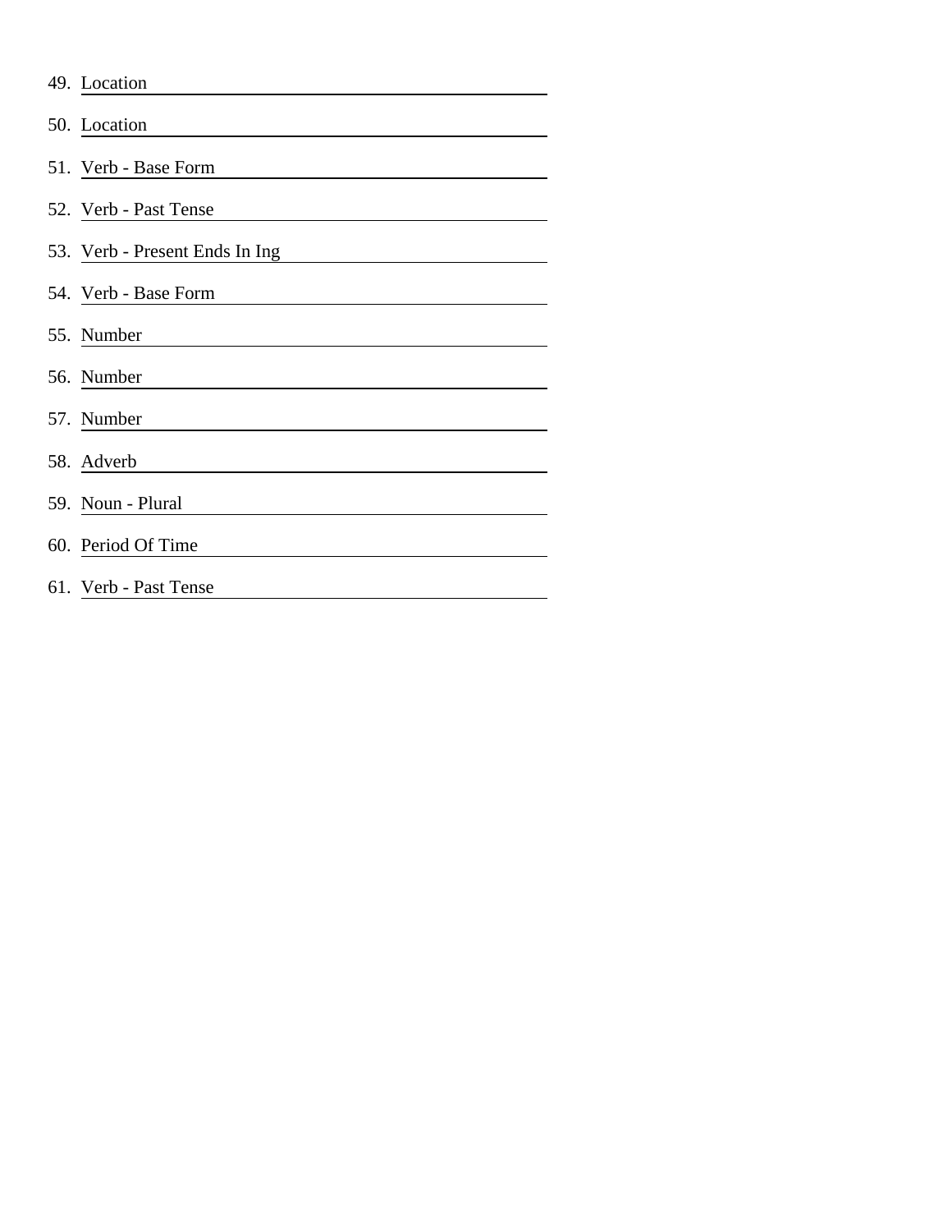49. Location \_\_\_\_\_\_\_\_\_\_\_\_\_\_\_\_\_\_\_\_\_\_\_\_\_\_\_\_\_\_\_\_\_\_\_\_\_\_\_\_\_\_\_\_\_\_\_\_\_\_

50. Location \_\_\_\_\_\_\_\_\_\_\_\_\_\_\_\_\_\_\_\_\_\_\_\_\_\_\_\_\_\_\_\_\_\_\_\_\_\_\_\_\_\_\_\_\_\_\_\_\_\_

51. Verb - Base Form \_\_\_\_\_\_\_\_\_\_\_\_\_\_\_\_\_\_\_\_\_\_\_\_\_\_\_\_\_\_\_\_\_\_\_\_\_\_\_\_

52. Verb - Past Tense \_\_\_\_\_\_\_\_\_\_\_\_\_\_\_\_\_\_\_\_\_\_\_\_\_\_\_\_\_\_\_\_\_\_\_\_\_\_\_\_

53. Verb - Present Ends In Ing \_\_\_\_\_\_\_\_\_\_\_\_\_\_\_\_\_\_\_\_\_\_\_\_\_\_\_\_\_\_\_\_

54. Verb - Base Form \_\_\_\_\_\_\_\_\_\_\_\_\_\_\_\_\_\_\_\_\_\_\_\_\_\_\_\_\_\_\_\_\_\_\_\_\_\_\_\_

55. Number \_\_\_\_\_\_\_\_\_\_\_\_\_\_\_\_\_\_\_\_\_\_\_\_\_\_\_\_\_\_\_\_\_\_\_\_\_\_\_\_\_\_\_\_\_\_\_\_\_\_

56. Number \_\_\_\_\_\_\_\_\_\_\_\_\_\_\_\_\_\_\_\_\_\_\_\_\_\_\_\_\_\_\_\_\_\_\_\_\_\_\_\_\_\_\_\_\_\_\_\_\_\_

57. Number \_\_\_\_\_\_\_\_\_\_\_\_\_\_\_\_\_\_\_\_\_\_\_\_\_\_\_\_\_\_\_\_\_\_\_\_\_\_\_\_\_\_\_\_\_\_\_\_\_\_

58. Adverb \_\_\_\_\_\_\_\_\_\_\_\_\_\_\_\_\_\_\_\_\_\_\_\_\_\_\_\_\_\_\_\_\_\_\_\_\_\_\_\_\_\_\_\_\_\_\_\_\_\_

59. Noun - Plural \_\_\_\_\_\_\_\_\_\_\_\_\_\_\_\_\_\_\_\_\_\_\_\_\_\_\_\_\_\_\_\_\_\_\_\_\_\_\_\_\_\_\_\_

60. Period Of Time \_\_\_\_\_\_\_\_\_\_\_\_\_\_\_\_\_\_\_\_\_\_\_\_\_\_\_\_\_\_\_\_\_\_\_\_\_\_\_\_\_\_

61. Verb - Past Tense \_\_\_\_\_\_\_\_\_\_\_\_\_\_\_\_\_\_\_\_\_\_\_\_\_\_\_\_\_\_\_\_\_\_\_\_\_\_\_\_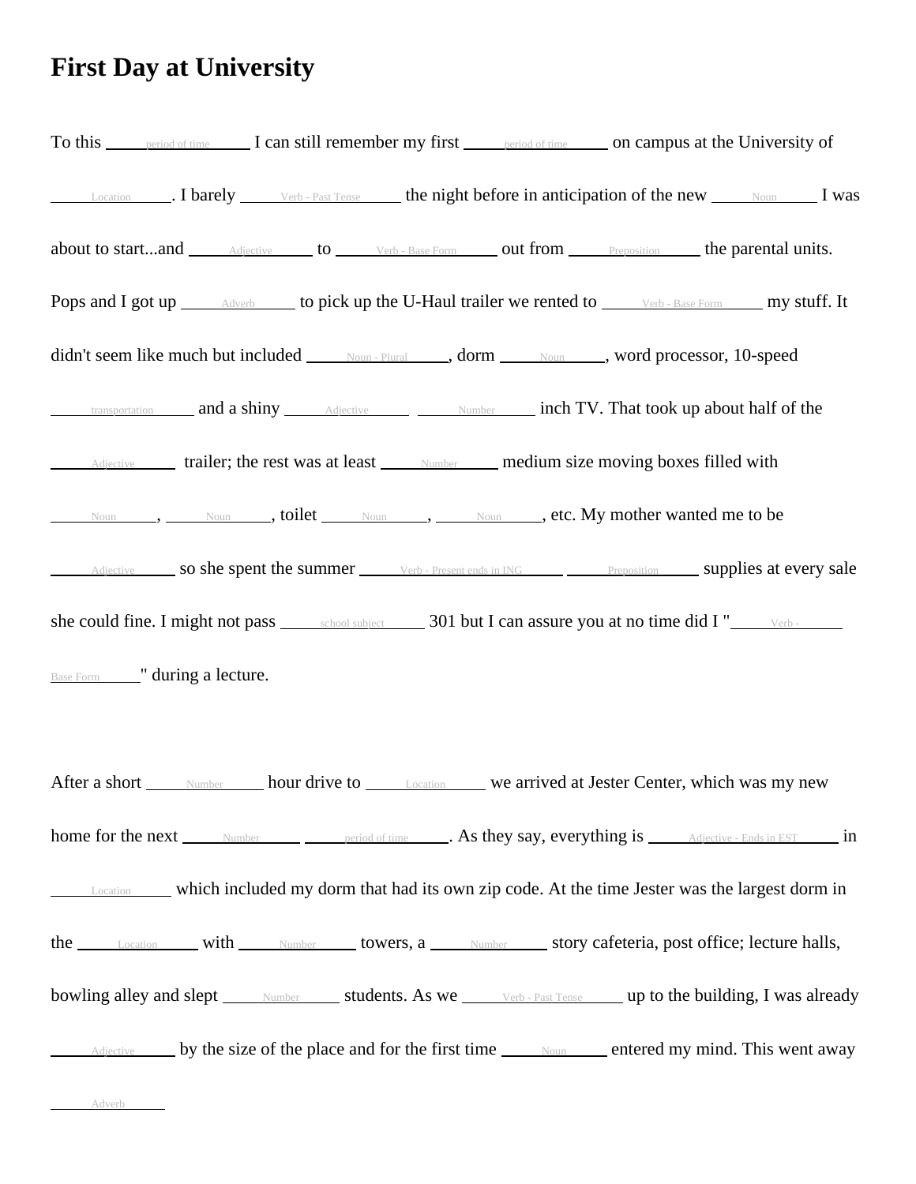# First Day at University

To this \_\_\_period of time\_\_\_ I can still remember my first \_\_\_period of time\_\_\_ on campus at the University of \_\_\_Location\_\_\_. I barely \_\_\_Verb - Past Tense\_\_\_ the night before in anticipation of the new \_\_\_Noun\_\_\_ I was about to start...and \_\_\_Adjective\_\_\_ to \_\_\_Verb - Base Form\_\_\_ out from \_\_\_Preposition\_\_\_ the parental units. Pops and I got up \_\_\_Adverb\_\_\_ to pick up the U-Haul trailer we rented to \_\_\_Verb - Base Form\_\_\_ my stuff. It didn't seem like much but included \_\_\_Noun - Plural\_\_\_, dorm \_\_\_Noun\_\_\_, word processor, 10-speed \_\_\_transportation\_\_\_ and a shiny \_\_\_Adjective\_\_\_ \_\_\_Number\_\_\_ inch TV. That took up about half of the \_\_\_Adjective\_\_\_ trailer; the rest was at least \_\_\_Number\_\_\_ medium size moving boxes filled with \_\_\_Noun\_\_\_, \_\_\_Noun\_\_\_, toilet \_\_\_Noun\_\_\_, \_\_\_Noun\_\_\_, etc. My mother wanted me to be \_\_\_Adjective\_\_\_ so she spent the summer \_\_\_Verb - Present ends in ING\_\_\_ \_\_\_Preposition\_\_\_ supplies at every sale she could fine. I might not pass \_\_\_school subject\_\_\_ 301 but I can assure you at no time did I "\_\_\_Verb - Base Form\_\_\_" during a lecture.

After a short \_\_\_Number\_\_\_ hour drive to \_\_\_Location\_\_\_ we arrived at Jester Center, which was my new home for the next \_\_\_Number\_\_\_ \_\_\_period of time\_\_\_. As they say, everything is \_\_\_Adjective - Ends in EST\_\_\_ in \_\_\_Location\_\_\_ which included my dorm that had its own zip code. At the time Jester was the largest dorm in the \_\_\_Location\_\_\_ with \_\_\_Number\_\_\_ towers, a \_\_\_Number\_\_\_ story cafeteria, post office; lecture halls, bowling alley and slept \_\_\_Number\_\_\_ students. As we \_\_\_Verb - Past Tense\_\_\_ up to the building, I was already \_\_\_Adjective\_\_\_ by the size of the place and for the first time \_\_\_Noun\_\_\_ entered my mind. This went away \_\_\_Adverb\_\_\_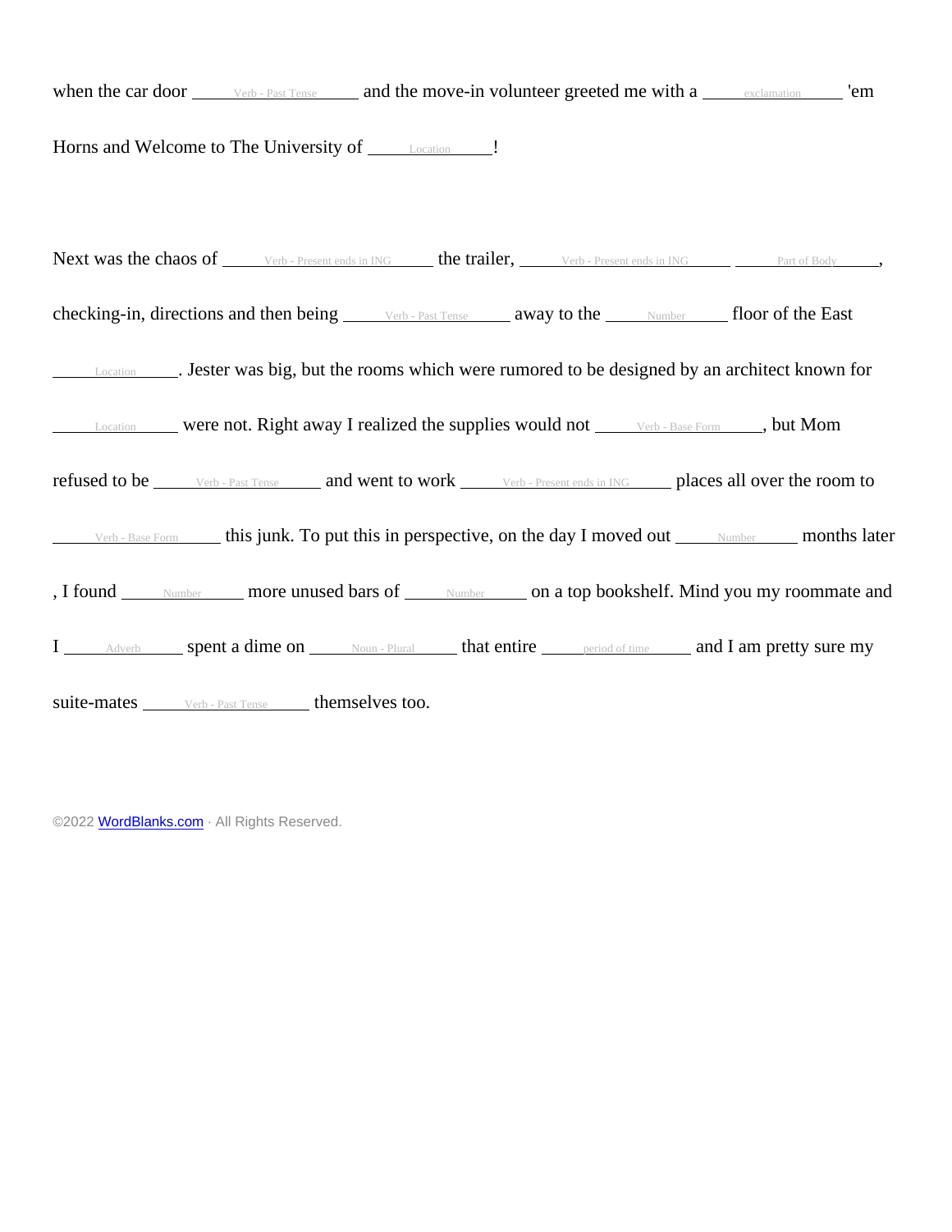when the car door ______Verb - Past Tense______ and the move-in volunteer greeted me with a ______exclamation______ 'em Horns and Welcome to The University of ______Location______!

Next was the chaos of ______Verb - Present ends in ING______ the trailer, ______Verb - Present ends in ING______ ______Part of Body______, checking-in, directions and then being ______Verb - Past Tense______ away to the ______Number______ floor of the East ______Location______. Jester was big, but the rooms which were rumored to be designed by an architect known for ______Location______ were not. Right away I realized the supplies would not ______Verb - Base Form______, but Mom refused to be ______Verb - Past Tense______ and went to work ______Verb - Present ends in ING______ places all over the room to ______Verb - Base Form______ this junk. To put this in perspective, on the day I moved out ______Number______ months later , I found ______Number______ more unused bars of ______Number______ on a top bookshelf. Mind you my roommate and I ______Adverb______ spent a dime on ______Noun - Plural______ that entire ______period of time______ and I am pretty sure my suite-mates ______Verb - Past Tense______ themselves too.

©2022 WordBlanks.com · All Rights Reserved.